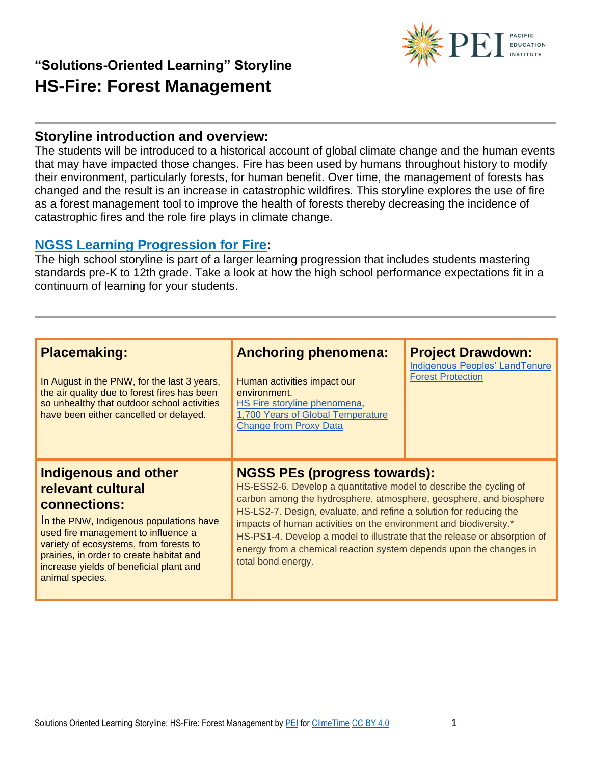## "Solutions-Oriented Learning" Storyline

# HS-Fire: Forest Management

## Storyline introduction and overview:

The students will be introduced to a historical account of global climate change and the human events that may have impacted those changes. Fire has been used by humans throughout history to modify their environment, particularly forests, for human benefit. Over time, the management of forests has changed and the result is an increase in catastrophic wildfires. This storyline explores the use of fire as a forest management tool to improve the health of forests thereby decreasing the incidence of catastrophic fires and the role fire plays in climate change.

## NGSS Learning Progression for Fire:

The high school storyline is part of a larger learning progression that includes students mastering standards pre-K to 12th grade. Take a look at how the high school performance expectations fit in a continuum of learning for your students.

### Placemaking:

In August in the PNW, for the last 3 years, the air quality due to forest fires has been so unhealthy that outdoor school activities have been either cancelled or delayed.

### Anchoring phenomena:

Human activities impact our environment.
HS Fire storyline phenomena, 1,700 Years of Global Temperature Change from Proxy Data

### Project Drawdown:

Indigenous Peoples' LandTenure
Forest Protection

### Indigenous and other relevant cultural connections:

In the PNW, Indigenous populations have used fire management to influence a variety of ecosystems, from forests to prairies, in order to create habitat and increase yields of beneficial plant and animal species.

### NGSS PEs (progress towards):

HS-ESS2-6. Develop a quantitative model to describe the cycling of carbon among the hydrosphere, atmosphere, geosphere, and biosphere
HS-LS2-7. Design, evaluate, and refine a solution for reducing the impacts of human activities on the environment and biodiversity.*
HS-PS1-4. Develop a model to illustrate that the release or absorption of energy from a chemical reaction system depends upon the changes in total bond energy.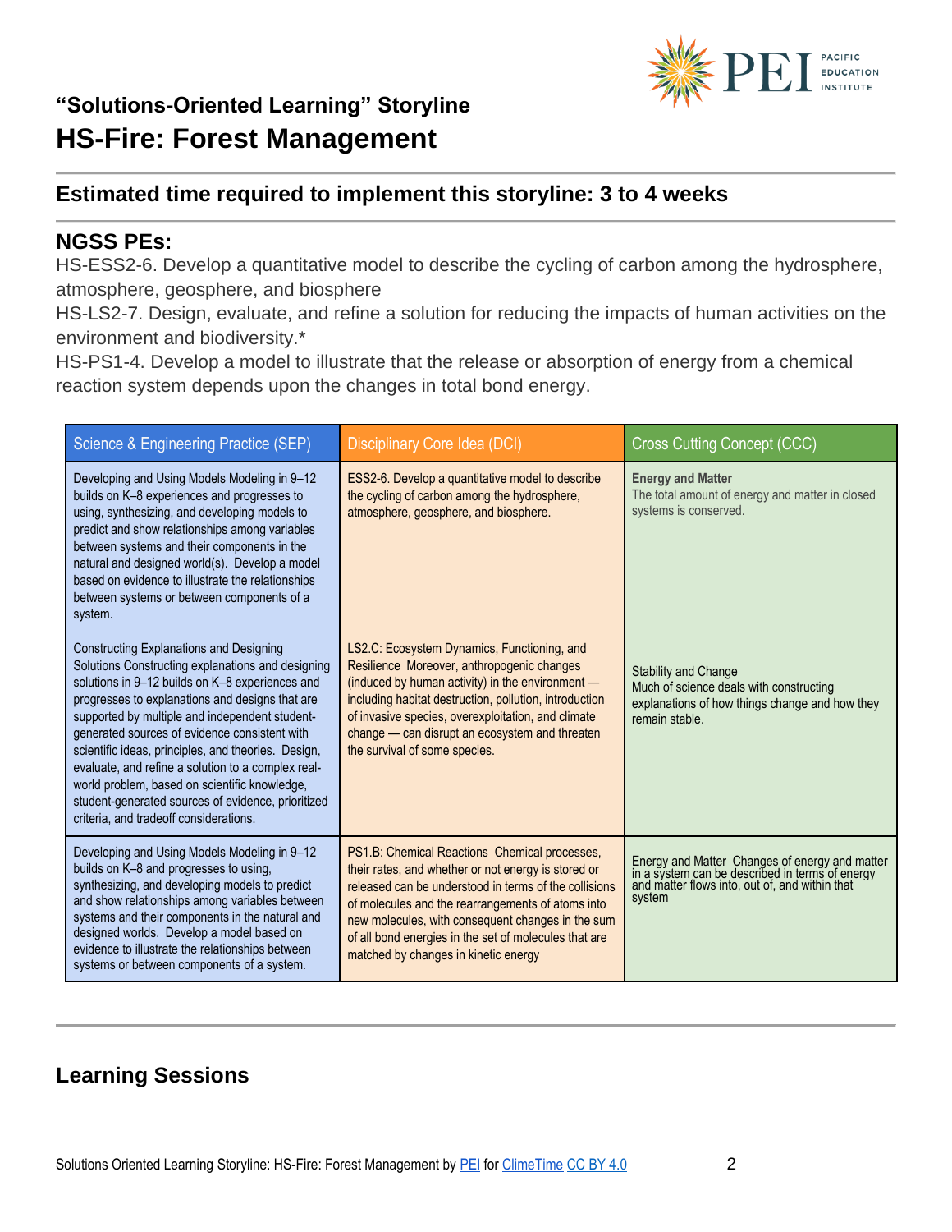## "Solutions-Oriented Learning" Storyline

# HS-Fire: Forest Management

### Estimated time required to implement this storyline: 3 to 4 weeks

### NGSS PEs:

HS-ESS2-6. Develop a quantitative model to describe the cycling of carbon among the hydrosphere, atmosphere, geosphere, and biosphere

HS-LS2-7. Design, evaluate, and refine a solution for reducing the impacts of human activities on the environment and biodiversity.*

HS-PS1-4. Develop a model to illustrate that the release or absorption of energy from a chemical reaction system depends upon the changes in total bond energy.

| Science & Engineering Practice (SEP) | Disciplinary Core Idea (DCI) | Cross Cutting Concept (CCC) |
|---|---|---|
| Developing and Using Models Modeling in 9–12 builds on K–8 experiences and progresses to using, synthesizing, and developing models to predict and show relationships among variables between systems and their components in the natural and designed world(s). Develop a model based on evidence to illustrate the relationships between systems or between components of a system. | ESS2-6. Develop a quantitative model to describe the cycling of carbon among the hydrosphere, atmosphere, geosphere, and biosphere. | **Energy and Matter** The total amount of energy and matter in closed systems is conserved. |
| Constructing Explanations and Designing Solutions Constructing explanations and designing solutions in 9–12 builds on K–8 experiences and progresses to explanations and designs that are supported by multiple and independent student-generated sources of evidence consistent with scientific ideas, principles, and theories. Design, evaluate, and refine a solution to a complex real-world problem, based on scientific knowledge, student-generated sources of evidence, prioritized criteria, and tradeoff considerations. | LS2.C: Ecosystem Dynamics, Functioning, and Resilience Moreover, anthropogenic changes (induced by human activity) in the environment — including habitat destruction, pollution, introduction of invasive species, overexploitation, and climate change — can disrupt an ecosystem and threaten the survival of some species. | Stability and Change Much of science deals with constructing explanations of how things change and how they remain stable. |
| Developing and Using Models Modeling in 9–12 builds on K–8 and progresses to using, synthesizing, and developing models to predict and show relationships among variables between systems and their components in the natural and designed worlds. Develop a model based on evidence to illustrate the relationships between systems or between components of a system. | PS1.B: Chemical Reactions Chemical processes, their rates, and whether or not energy is stored or released can be understood in terms of the collisions of molecules and the rearrangements of atoms into new molecules, with consequent changes in the sum of all bond energies in the set of molecules that are matched by changes in kinetic energy | Energy and Matter Changes of energy and matter in a system can be described in terms of energy and matter flows into, out of, and within that system |

## Learning Sessions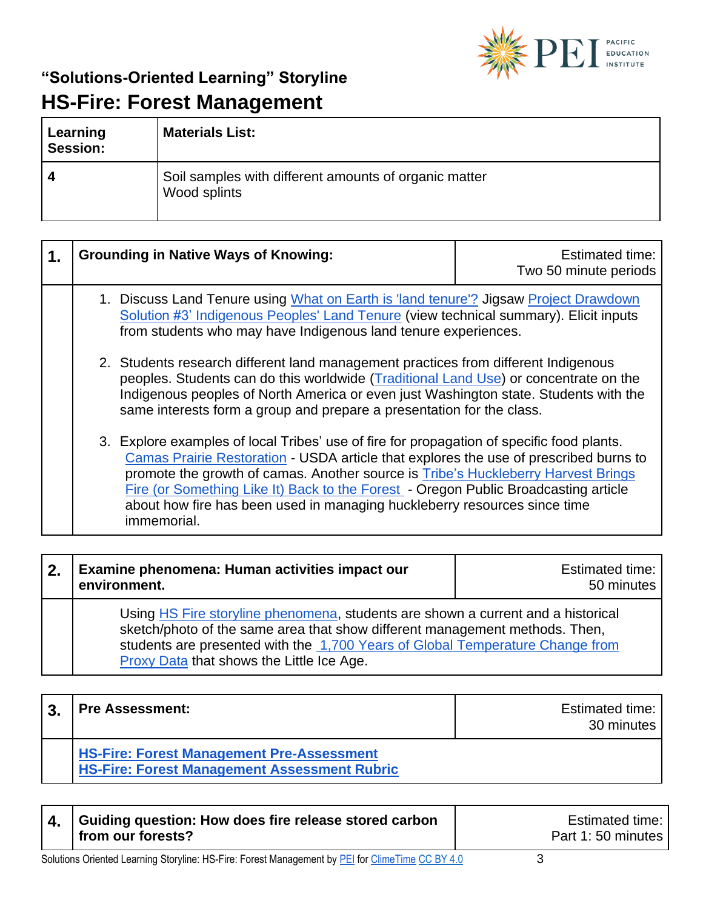## "Solutions-Oriented Learning" Storyline

# HS-Fire: Forest Management

| Learning Session: | Materials List: |
|---|---|
| 4 | Soil samples with different amounts of organic matter<br>Wood splints |

| 1. | Grounding in Native Ways of Knowing: | Estimated time: Two 50 minute periods |
|---|---|---|
| | 1. Discuss Land Tenure using What on Earth is 'land tenure'? Jigsaw Project Drawdown Solution #3' Indigenous Peoples' Land Tenure (view technical summary). Elicit inputs from students who may have Indigenous land tenure experiences.<br><br>2. Students research different land management practices from different Indigenous peoples. Students can do this worldwide (Traditional Land Use) or concentrate on the Indigenous peoples of North America or even just Washington state. Students with the same interests form a group and prepare a presentation for the class.<br><br>3. Explore examples of local Tribes' use of fire for propagation of specific food plants. Camas Prairie Restoration - USDA article that explores the use of prescribed burns to promote the growth of camas. Another source is Tribe's Huckleberry Harvest Brings Fire (or Something Like It) Back to the Forest - Oregon Public Broadcasting article about how fire has been used in managing huckleberry resources since time immemorial. | |

| 2. | Examine phenomena: Human activities impact our environment. | Estimated time: 50 minutes |
|---|---|---|
| | Using HS Fire storyline phenomena, students are shown a current and a historical sketch/photo of the same area that show different management methods. Then, students are presented with the 1,700 Years of Global Temperature Change from Proxy Data that shows the Little Ice Age. | |

| 3. | Pre Assessment: | Estimated time: 30 minutes |
|---|---|---|
| | **HS-Fire: Forest Management Pre-Assessment**<br>**HS-Fire: Forest Management Assessment Rubric** | |

| 4. | Guiding question: How does fire release stored carbon from our forests? | Estimated time: Part 1: 50 minutes |
|---|---|---|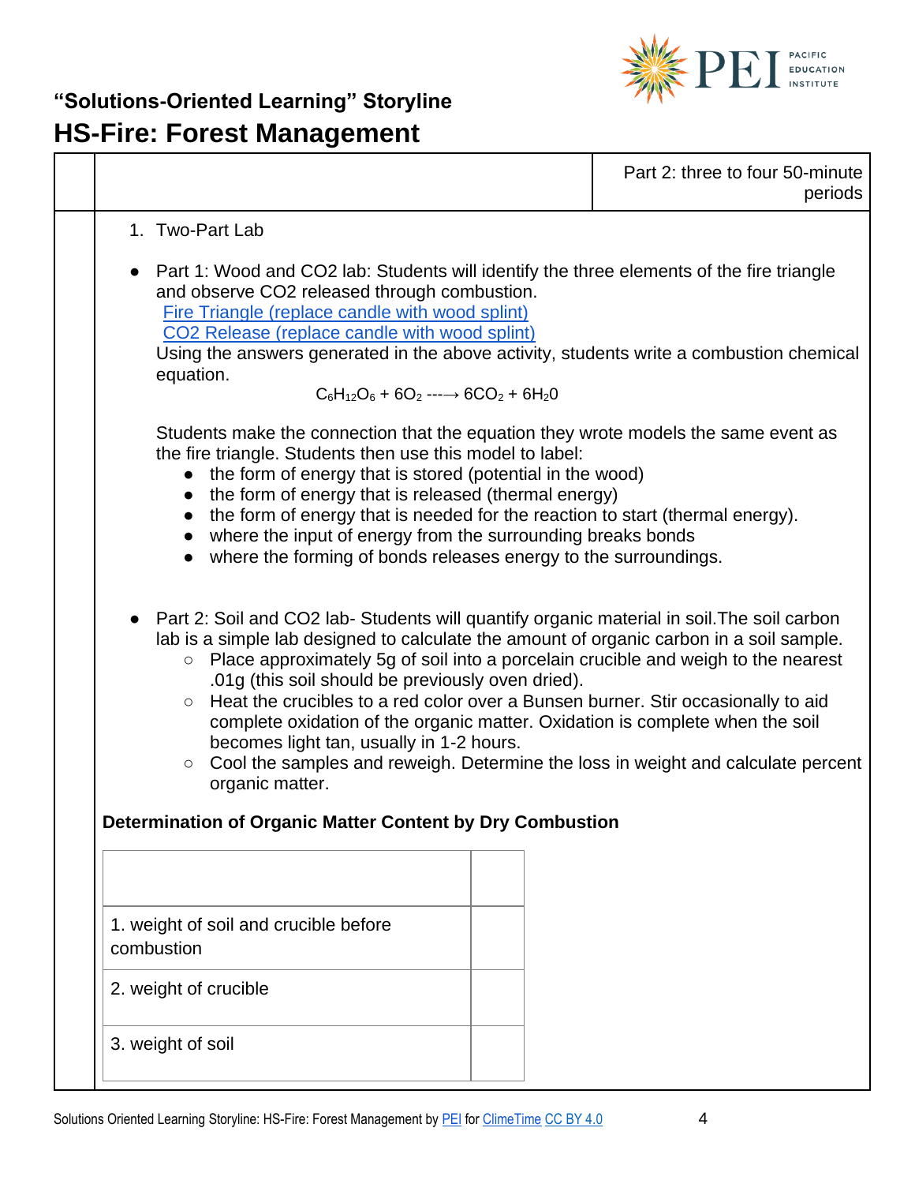## "Solutions-Oriented Learning" Storyline

# HS-Fire: Forest Management

| | | Part 2: three to four 50-minute periods |
|---|---|---|

1. Two-Part Lab

- Part 1: Wood and CO2 lab: Students will identify the three elements of the fire triangle and observe CO2 released through combustion.
  [Fire Triangle (replace candle with wood splint)]
  [CO2 Release (replace candle with wood splint)]
  Using the answers generated in the above activity, students write a combustion chemical equation.

$$C_6H_{12}O_6 + 6O_2 \longrightarrow 6CO_2 + 6H_20$$

  Students make the connection that the equation they wrote models the same event as the fire triangle. Students then use this model to label:
  - the form of energy that is stored (potential in the wood)
  - the form of energy that is released (thermal energy)
  - the form of energy that is needed for the reaction to start (thermal energy).
  - where the input of energy from the surrounding breaks bonds
  - where the forming of bonds releases energy to the surroundings.

- Part 2: Soil and CO2 lab- Students will quantify organic material in soil.The soil carbon lab is a simple lab designed to calculate the amount of organic carbon in a soil sample.
  - Place approximately 5g of soil into a porcelain crucible and weigh to the nearest .01g (this soil should be previously oven dried).
  - Heat the crucibles to a red color over a Bunsen burner. Stir occasionally to aid complete oxidation of the organic matter. Oxidation is complete when the soil becomes light tan, usually in 1-2 hours.
  - Cool the samples and reweigh. Determine the loss in weight and calculate percent organic matter.

**Determination of Organic Matter Content by Dry Combustion**

| | |
|---|---|
| 1. weight of soil and crucible before combustion | |
| 2. weight of crucible | |
| 3. weight of soil | |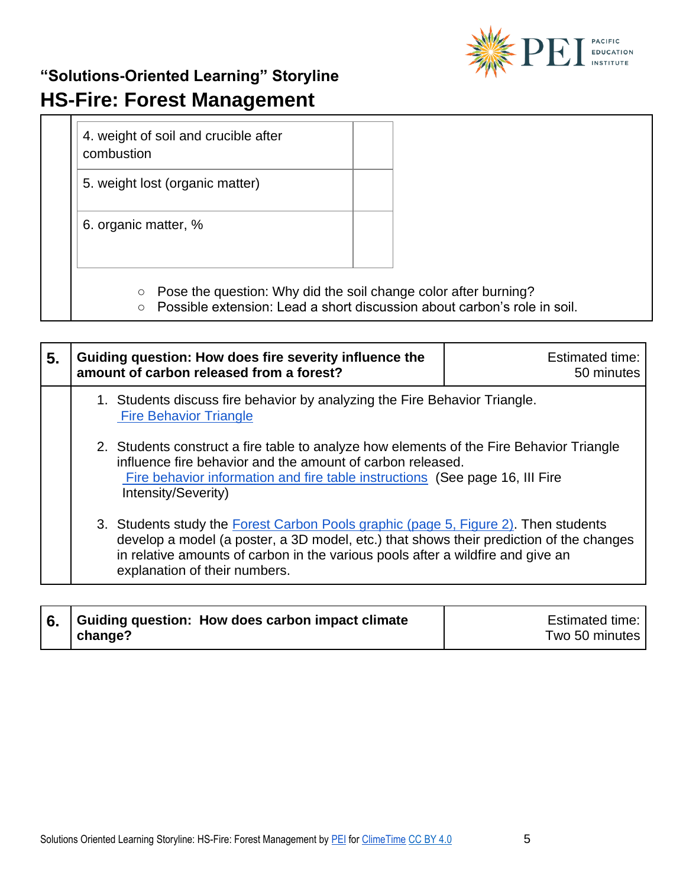| | |
|---|---|
| 4. weight of soil and crucible after combustion | |
| 5. weight lost (organic matter) | |
| 6. organic matter, % | |

- Pose the question: Why did the soil change color after burning?
- Possible extension: Lead a short discussion about carbon's role in soil.

| 5. | Guiding question: How does fire severity influence the amount of carbon released from a forest? | Estimated time: 50 minutes |
|---|---|---|

1. Students discuss fire behavior by analyzing the Fire Behavior Triangle. Fire Behavior Triangle
2. Students construct a fire table to analyze how elements of the Fire Behavior Triangle influence fire behavior and the amount of carbon released. Fire behavior information and fire table instructions (See page 16, III Fire Intensity/Severity)
3. Students study the Forest Carbon Pools graphic (page 5, Figure 2). Then students develop a model (a poster, a 3D model, etc.) that shows their prediction of the changes in relative amounts of carbon in the various pools after a wildfire and give an explanation of their numbers.

| 6. | Guiding question: How does carbon impact climate change? | Estimated time: Two 50 minutes |
|---|---|---|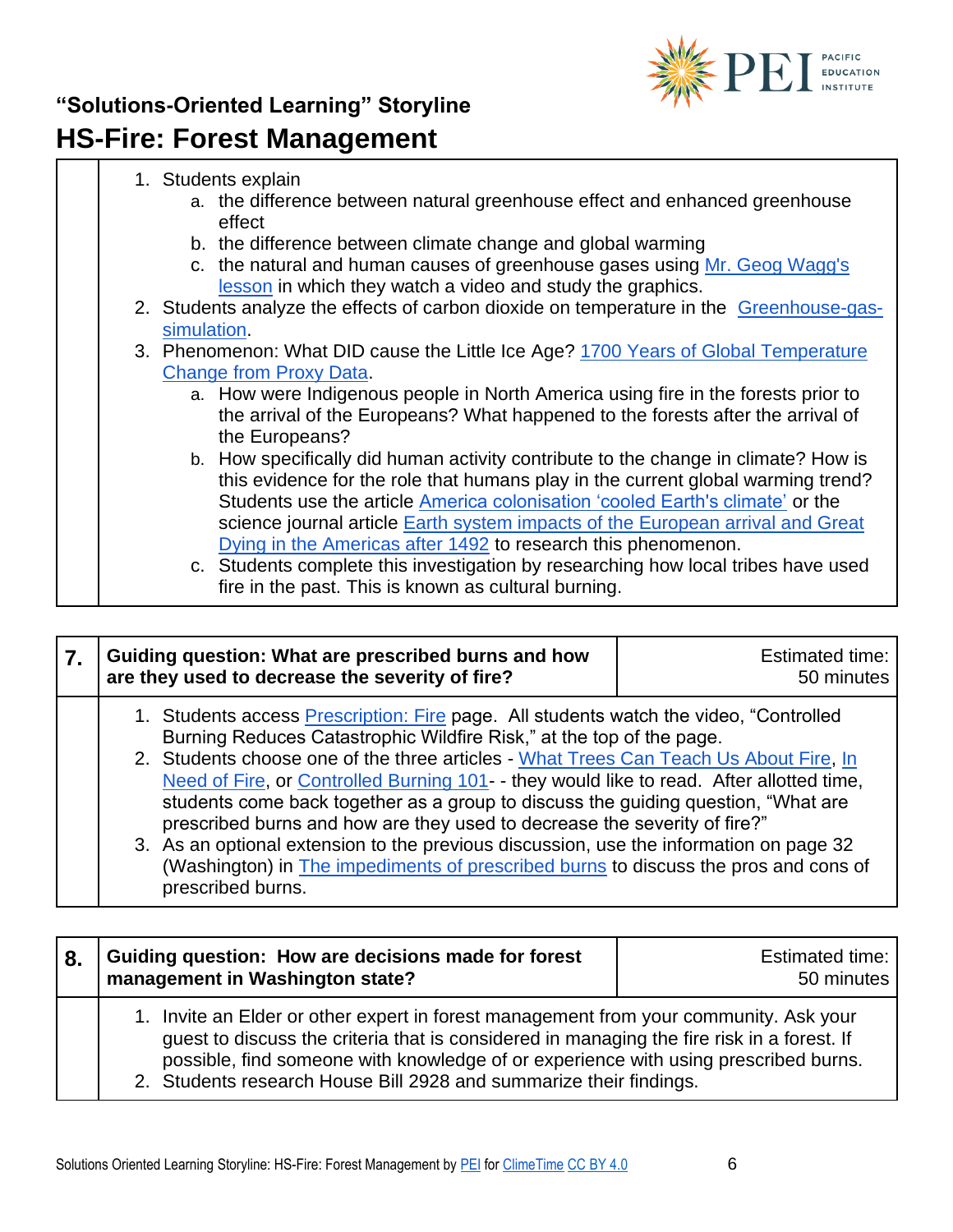# "Solutions-Oriented Learning" Storyline

## HS-Fire: Forest Management

1. Students explain
   a. the difference between natural greenhouse effect and enhanced greenhouse effect
   b. the difference between climate change and global warming
   c. the natural and human causes of greenhouse gases using Mr. Geog Wagg's lesson in which they watch a video and study the graphics.
2. Students analyze the effects of carbon dioxide on temperature in the Greenhouse-gas-simulation.
3. Phenomenon: What DID cause the Little Ice Age? 1700 Years of Global Temperature Change from Proxy Data.
   a. How were Indigenous people in North America using fire in the forests prior to the arrival of the Europeans? What happened to the forests after the arrival of the Europeans?
   b. How specifically did human activity contribute to the change in climate? How is this evidence for the role that humans play in the current global warming trend? Students use the article America colonisation 'cooled Earth's climate' or the science journal article Earth system impacts of the European arrival and Great Dying in the Americas after 1492 to research this phenomenon.
   c. Students complete this investigation by researching how local tribes have used fire in the past. This is known as cultural burning.

| 7. | Guiding question: What are prescribed burns and how are they used to decrease the severity of fire? | Estimated time: 50 minutes |
|---|---|---|

1. Students access Prescription: Fire page. All students watch the video, "Controlled Burning Reduces Catastrophic Wildfire Risk," at the top of the page.
2. Students choose one of the three articles - What Trees Can Teach Us About Fire, In Need of Fire, or Controlled Burning 101- - they would like to read. After allotted time, students come back together as a group to discuss the guiding question, "What are prescribed burns and how are they used to decrease the severity of fire?"
3. As an optional extension to the previous discussion, use the information on page 32 (Washington) in The impediments of prescribed burns to discuss the pros and cons of prescribed burns.

| 8. | Guiding question: How are decisions made for forest management in Washington state? | Estimated time: 50 minutes |
|---|---|---|

1. Invite an Elder or other expert in forest management from your community. Ask your guest to discuss the criteria that is considered in managing the fire risk in a forest. If possible, find someone with knowledge of or experience with using prescribed burns.
2. Students research House Bill 2928 and summarize their findings.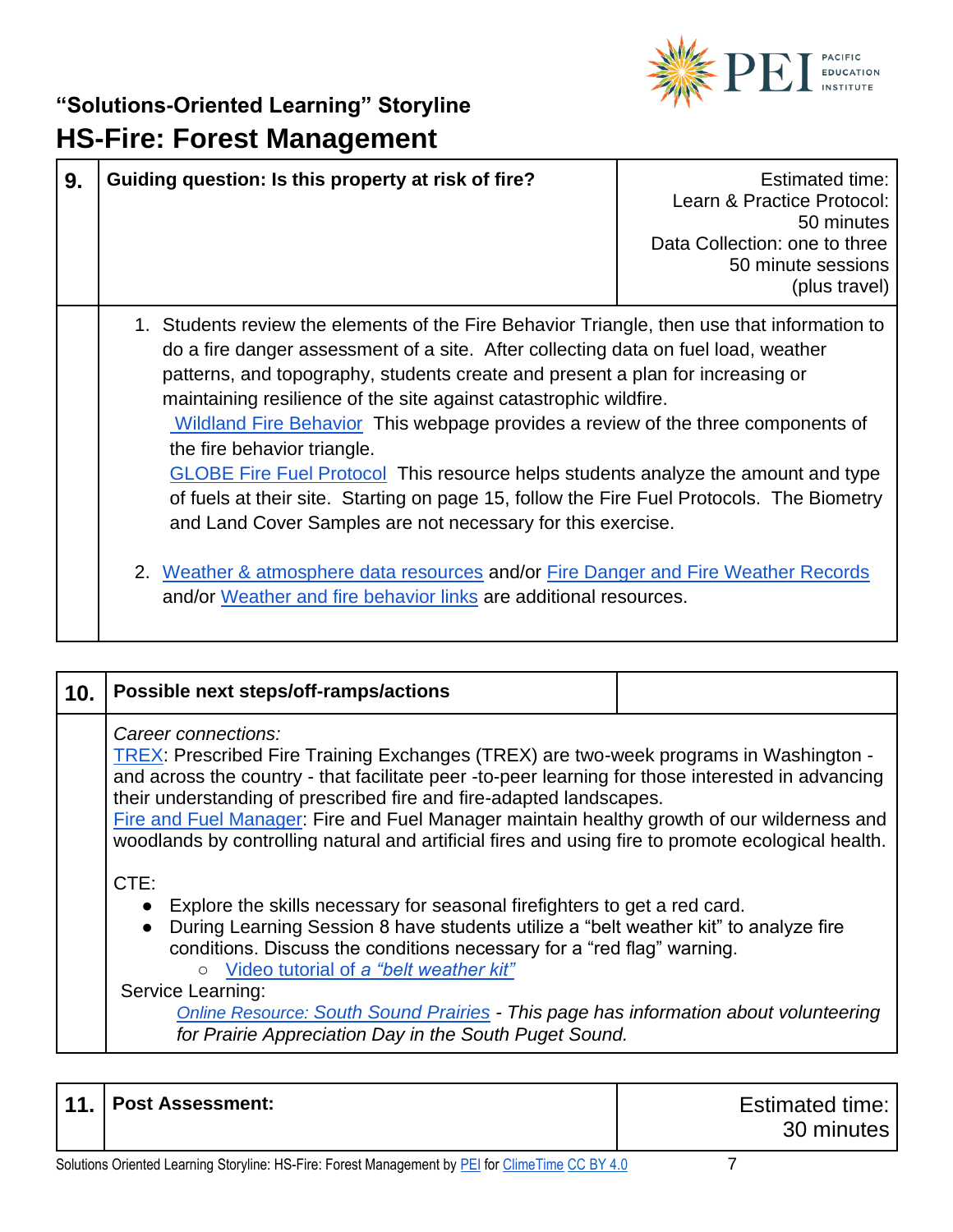## "Solutions-Oriented Learning" Storyline

# HS-Fire: Forest Management

| 9. | Guiding question: Is this property at risk of fire? | Estimated time: Learn & Practice Protocol: 50 minutes Data Collection: one to three 50 minute sessions (plus travel) |
|---|---|---|
| | 1. Students review the elements of the Fire Behavior Triangle, then use that information to do a fire danger assessment of a site. After collecting data on fuel load, weather patterns, and topography, students create and present a plan for increasing or maintaining resilience of the site against catastrophic wildfire. <br> Wildland Fire Behavior This webpage provides a review of the three components of the fire behavior triangle. <br> GLOBE Fire Fuel Protocol This resource helps students analyze the amount and type of fuels at their site. Starting on page 15, follow the Fire Fuel Protocols. The Biometry and Land Cover Samples are not necessary for this exercise. <br><br> 2. Weather & atmosphere data resources and/or Fire Danger and Fire Weather Records and/or Weather and fire behavior links are additional resources. | |

| 10. | Possible next steps/off-ramps/actions | |
|---|---|---|
| | *Career connections:* <br> TREX: Prescribed Fire Training Exchanges (TREX) are two-week programs in Washington - and across the country - that facilitate peer -to-peer learning for those interested in advancing their understanding of prescribed fire and fire-adapted landscapes. <br> Fire and Fuel Manager: Fire and Fuel Manager maintain healthy growth of our wilderness and woodlands by controlling natural and artificial fires and using fire to promote ecological health. <br><br> CTE: <br> • Explore the skills necessary for seasonal firefighters to get a red card. <br> • During Learning Session 8 have students utilize a "belt weather kit" to analyze fire conditions. Discuss the conditions necessary for a "red flag" warning. <br> &nbsp;&nbsp;&nbsp;&nbsp;○ Video tutorial of *a "belt weather kit"* <br> Service Learning: <br> *Online Resource: South Sound Prairies - This page has information about volunteering for Prairie Appreciation Day in the South Puget Sound.* | |

| 11. | Post Assessment: | Estimated time: 30 minutes |
|---|---|---|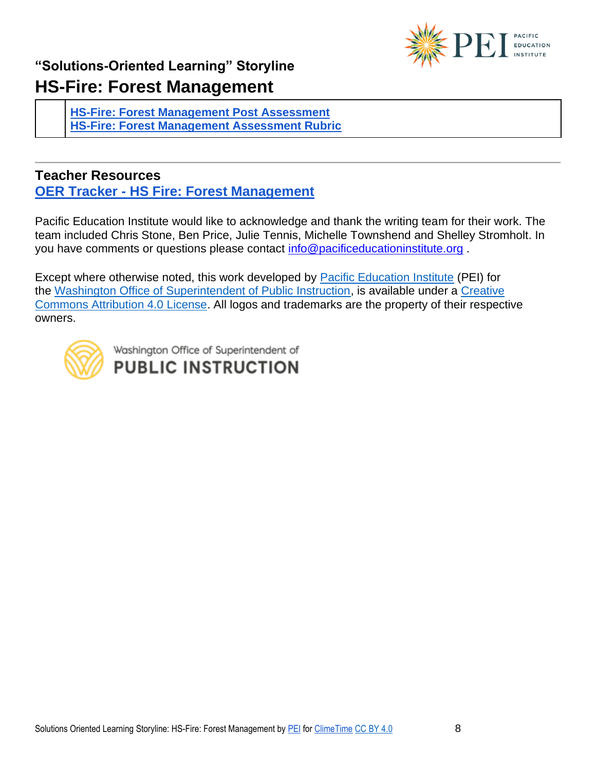## "Solutions-Oriented Learning" Storyline

# HS-Fire: Forest Management

| | |
|---|---|
| | **HS-Fire: Forest Management Post Assessment**<br>**HS-Fire: Forest Management Assessment Rubric** |

---

## Teacher Resources

**OER Tracker - HS Fire: Forest Management**

Pacific Education Institute would like to acknowledge and thank the writing team for their work. The team included Chris Stone, Ben Price, Julie Tennis, Michelle Townshend and Shelley Stromholt. In you have comments or questions please contact info@pacificeducationinstitute.org .

Except where otherwise noted, this work developed by Pacific Education Institute (PEI) for the Washington Office of Superintendent of Public Instruction, is available under a Creative Commons Attribution 4.0 License. All logos and trademarks are the property of their respective owners.

Washington Office of Superintendent of
PUBLIC INSTRUCTION